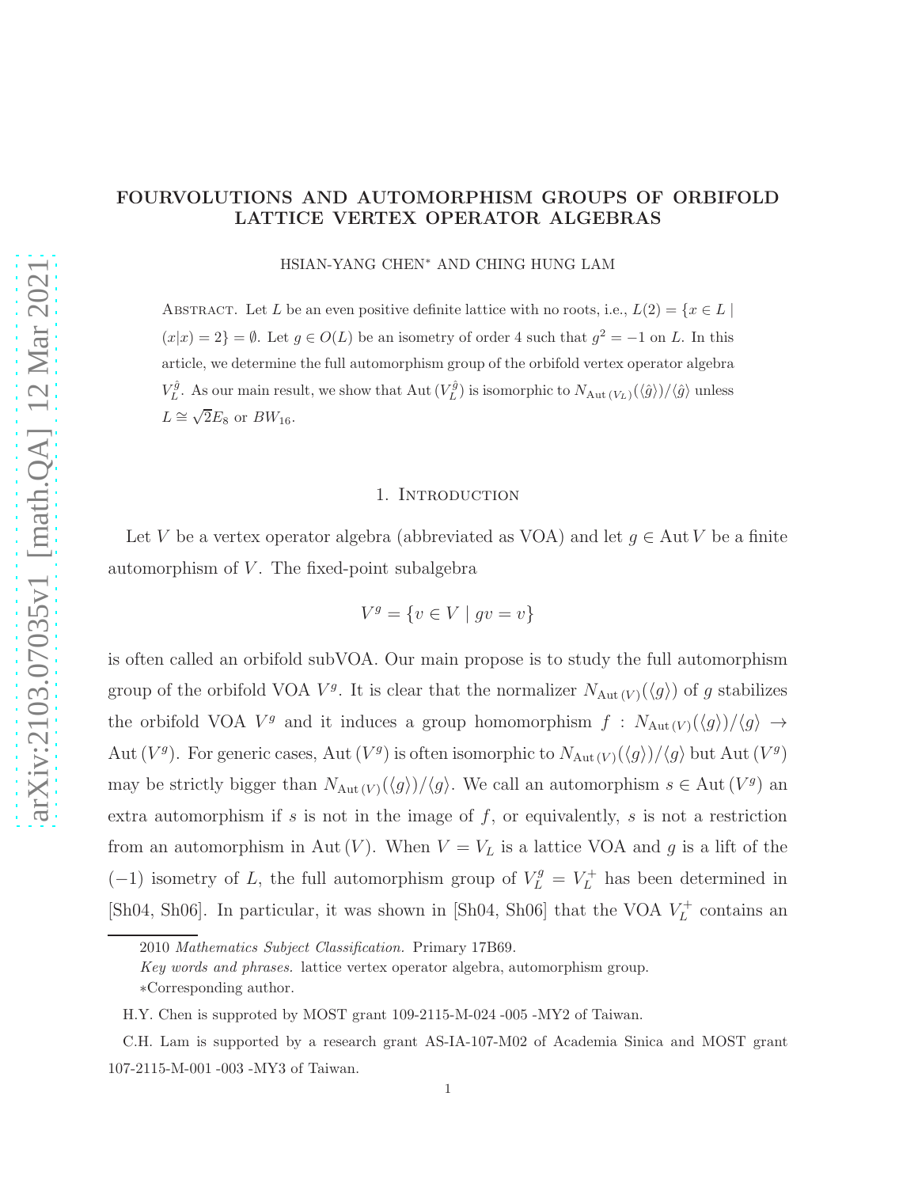# FOURVOLUTIONS AND AUTOMORPHISM GROUPS OF ORBIFOLD LATTICE VERTEX OPERATOR ALGEBRAS

HSIAN-YANG CHEN* AND CHING HUNG LAM

ABSTRACT. Let $L$ be an even positive definite lattice with no roots, i.e., $L(2) = \{x \in L \mid (x|x) = 2\} = \emptyset$. Let $g \in O(L)$ be an isometry of order 4 such that $g^2 = -1$ on $L$. In this article, we determine the full automorphism group of the orbifold vertex operator algebra $V_L^{\hat{g}}$. As our main result, we show that $\mathrm{Aut}\,(V_L^{\hat{g}})$ is isomorphic to $N_{\mathrm{Aut}\,(V_L)}(\langle \hat{g}\rangle)/\langle \hat{g}\rangle$ unless $L \cong \sqrt{2}E_8$ or $BW_{16}$.

## 1. Introduction

Let $V$ be a vertex operator algebra (abbreviated as VOA) and let $g \in \mathrm{Aut}\, V$ be a finite automorphism of $V$. The fixed-point subalgebra

$$V^g = \{v \in V \mid gv = v\}$$

is often called an orbifold subVOA. Our main propose is to study the full automorphism group of the orbifold VOA $V^g$. It is clear that the normalizer $N_{\mathrm{Aut}\,(V)}(\langle g\rangle)$ of $g$ stabilizes the orbifold VOA $V^g$ and it induces a group homomorphism $f : N_{\mathrm{Aut}\,(V)}(\langle g\rangle)/\langle g\rangle \to \mathrm{Aut}\,(V^g)$. For generic cases, $\mathrm{Aut}\,(V^g)$ is often isomorphic to $N_{\mathrm{Aut}\,(V)}(\langle g\rangle)/\langle g\rangle$ but $\mathrm{Aut}\,(V^g)$ may be strictly bigger than $N_{\mathrm{Aut}\,(V)}(\langle g\rangle)/\langle g\rangle$. We call an automorphism $s \in \mathrm{Aut}\,(V^g)$ an extra automorphism if $s$ is not in the image of $f$, or equivalently, $s$ is not a restriction from an automorphism in $\mathrm{Aut}\,(V)$. When $V = V_L$ is a lattice VOA and $g$ is a lift of the $(-1)$ isometry of $L$, the full automorphism group of $V_L^g = V_L^+$ has been determined in [Sh04, Sh06]. In particular, it was shown in [Sh04, Sh06] that the VOA $V_L^+$ contains an

2010 *Mathematics Subject Classification.* Primary 17B69.

*Key words and phrases.* lattice vertex operator algebra, automorphism group.

*Corresponding author.

H.Y. Chen is supproted by MOST grant 109-2115-M-024 -005 -MY2 of Taiwan.

C.H. Lam is supported by a research grant AS-IA-107-M02 of Academia Sinica and MOST grant 107-2115-M-001 -003 -MY3 of Taiwan.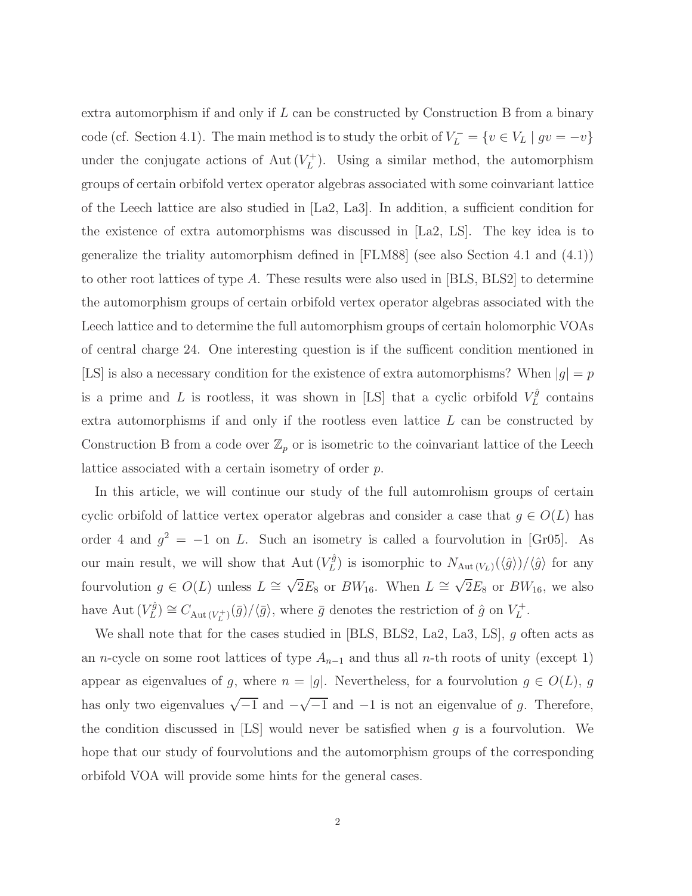extra automorphism if and only if $L$ can be constructed by Construction B from a binary code (cf. Section 4.1). The main method is to study the orbit of $V_L^- = \{v \in V_L \mid gv = -v\}$ under the conjugate actions of $\mathrm{Aut}\,(V_L^+)$. Using a similar method, the automorphism groups of certain orbifold vertex operator algebras associated with some coinvariant lattice of the Leech lattice are also studied in [La2, La3]. In addition, a sufficient condition for the existence of extra automorphisms was discussed in [La2, LS]. The key idea is to generalize the triality automorphism defined in [FLM88] (see also Section 4.1 and (4.1)) to other root lattices of type $A$. These results were also used in [BLS, BLS2] to determine the automorphism groups of certain orbifold vertex operator algebras associated with the Leech lattice and to determine the full automorphism groups of certain holomorphic VOAs of central charge 24. One interesting question is if the sufficent condition mentioned in [LS] is also a necessary condition for the existence of extra automorphisms? When $|g| = p$ is a prime and $L$ is rootless, it was shown in [LS] that a cyclic orbifold $V_L^{\hat{g}}$ contains extra automorphisms if and only if the rootless even lattice $L$ can be constructed by Construction B from a code over $\mathbb{Z}_p$ or is isometric to the coinvariant lattice of the Leech lattice associated with a certain isometry of order $p$.

In this article, we will continue our study of the full automrohism groups of certain cyclic orbifold of lattice vertex operator algebras and consider a case that $g \in O(L)$ has order 4 and $g^2 = -1$ on $L$. Such an isometry is called a fourvolution in [Gr05]. As our main result, we will show that $\mathrm{Aut}\,(V_L^{\hat{g}})$ is isomorphic to $N_{\mathrm{Aut}\,(V_L)}(\langle \hat{g} \rangle)/\langle \hat{g} \rangle$ for any fourvolution $g \in O(L)$ unless $L \cong \sqrt{2}E_8$ or $BW_{16}$. When $L \cong \sqrt{2}E_8$ or $BW_{16}$, we also have $\mathrm{Aut}\,(V_L^{\hat{g}}) \cong C_{\mathrm{Aut}\,(V_L^+)}(\bar{g})/\langle \bar{g} \rangle$, where $\bar{g}$ denotes the restriction of $\hat{g}$ on $V_L^+$.

We shall note that for the cases studied in [BLS, BLS2, La2, La3, LS], $g$ often acts as an $n$-cycle on some root lattices of type $A_{n-1}$ and thus all $n$-th roots of unity (except 1) appear as eigenvalues of $g$, where $n = |g|$. Nevertheless, for a fourvolution $g \in O(L)$, $g$ has only two eigenvalues $\sqrt{-1}$ and $-\sqrt{-1}$ and $-1$ is not an eigenvalue of $g$. Therefore, the condition discussed in [LS] would never be satisfied when $g$ is a fourvolution. We hope that our study of fourvolutions and the automorphism groups of the corresponding orbifold VOA will provide some hints for the general cases.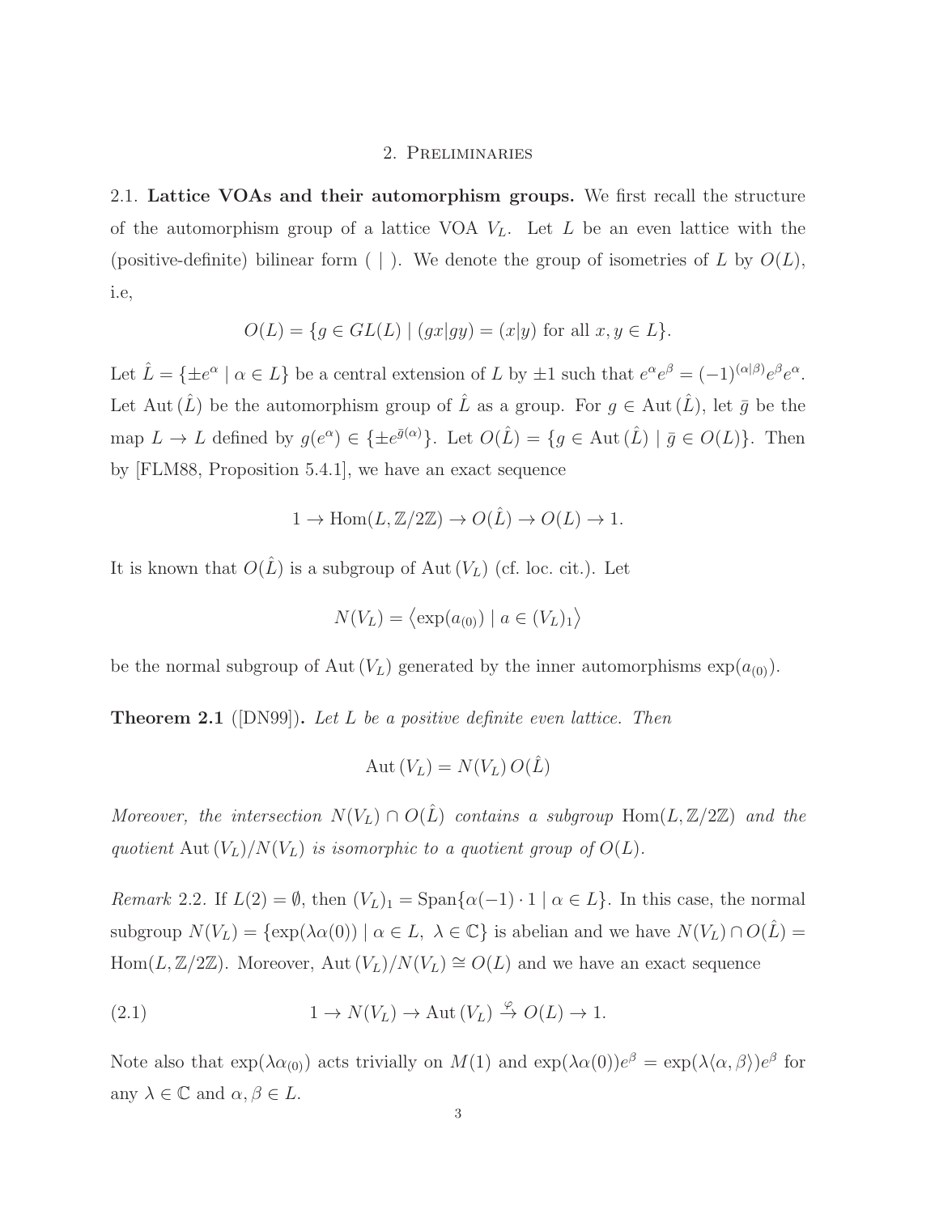## 2. Preliminaries

2.1. **Lattice VOAs and their automorphism groups.** We first recall the structure of the automorphism group of a lattice VOA $V_L$. Let $L$ be an even lattice with the (positive-definite) bilinear form $(\ |\ )$. We denote the group of isometries of $L$ by $O(L)$, i.e,

$$O(L) = \{g \in GL(L) \mid (gx|gy) = (x|y) \text{ for all } x, y \in L\}.$$

Let $\hat{L} = \{\pm e^{\alpha} \mid \alpha \in L\}$ be a central extension of $L$ by $\pm 1$ such that $e^{\alpha}e^{\beta} = (-1)^{(\alpha|\beta)}e^{\beta}e^{\alpha}$. Let $\mathrm{Aut}\,(\hat{L})$ be the automorphism group of $\hat{L}$ as a group. For $g \in \mathrm{Aut}\,(\hat{L})$, let $\bar{g}$ be the map $L \to L$ defined by $g(e^{\alpha}) \in \{\pm e^{\bar{g}(\alpha)}\}$. Let $O(\hat{L}) = \{g \in \mathrm{Aut}\,(\hat{L}) \mid \bar{g} \in O(L)\}$. Then by [FLM88, Proposition 5.4.1], we have an exact sequence

$$1 \to \mathrm{Hom}(L, \mathbb{Z}/2\mathbb{Z}) \to O(\hat{L}) \to O(L) \to 1.$$

It is known that $O(\hat{L})$ is a subgroup of $\mathrm{Aut}\,(V_L)$ (cf. loc. cit.). Let

$$N(V_L) = \left\langle \exp(a_{(0)}) \mid a \in (V_L)_1 \right\rangle$$

be the normal subgroup of $\mathrm{Aut}\,(V_L)$ generated by the inner automorphisms $\exp(a_{(0)})$.

**Theorem 2.1** ([DN99])**.** *Let $L$ be a positive definite even lattice. Then*

$$\mathrm{Aut}\,(V_L) = N(V_L)\, O(\hat{L})$$

*Moreover, the intersection $N(V_L) \cap O(\hat{L})$ contains a subgroup $\mathrm{Hom}(L, \mathbb{Z}/2\mathbb{Z})$ and the quotient $\mathrm{Aut}\,(V_L)/N(V_L)$ is isomorphic to a quotient group of $O(L)$.*

*Remark* 2.2. If $L(2) = \emptyset$, then $(V_L)_1 = \mathrm{Span}\{\alpha(-1) \cdot 1 \mid \alpha \in L\}$. In this case, the normal subgroup $N(V_L) = \{\exp(\lambda\alpha(0)) \mid \alpha \in L,\ \lambda \in \mathbb{C}\}$ is abelian and we have $N(V_L) \cap O(\hat{L}) = \mathrm{Hom}(L, \mathbb{Z}/2\mathbb{Z})$. Moreover, $\mathrm{Aut}\,(V_L)/N(V_L) \cong O(L)$ and we have an exact sequence

$$1 \to N(V_L) \to \mathrm{Aut}\,(V_L) \xrightarrow{\varphi} O(L) \to 1. \tag{2.1}$$

Note also that $\exp(\lambda\alpha_{(0)})$ acts trivially on $M(1)$ and $\exp(\lambda\alpha(0))e^{\beta} = \exp(\lambda\langle\alpha, \beta\rangle)e^{\beta}$ for any $\lambda \in \mathbb{C}$ and $\alpha, \beta \in L$.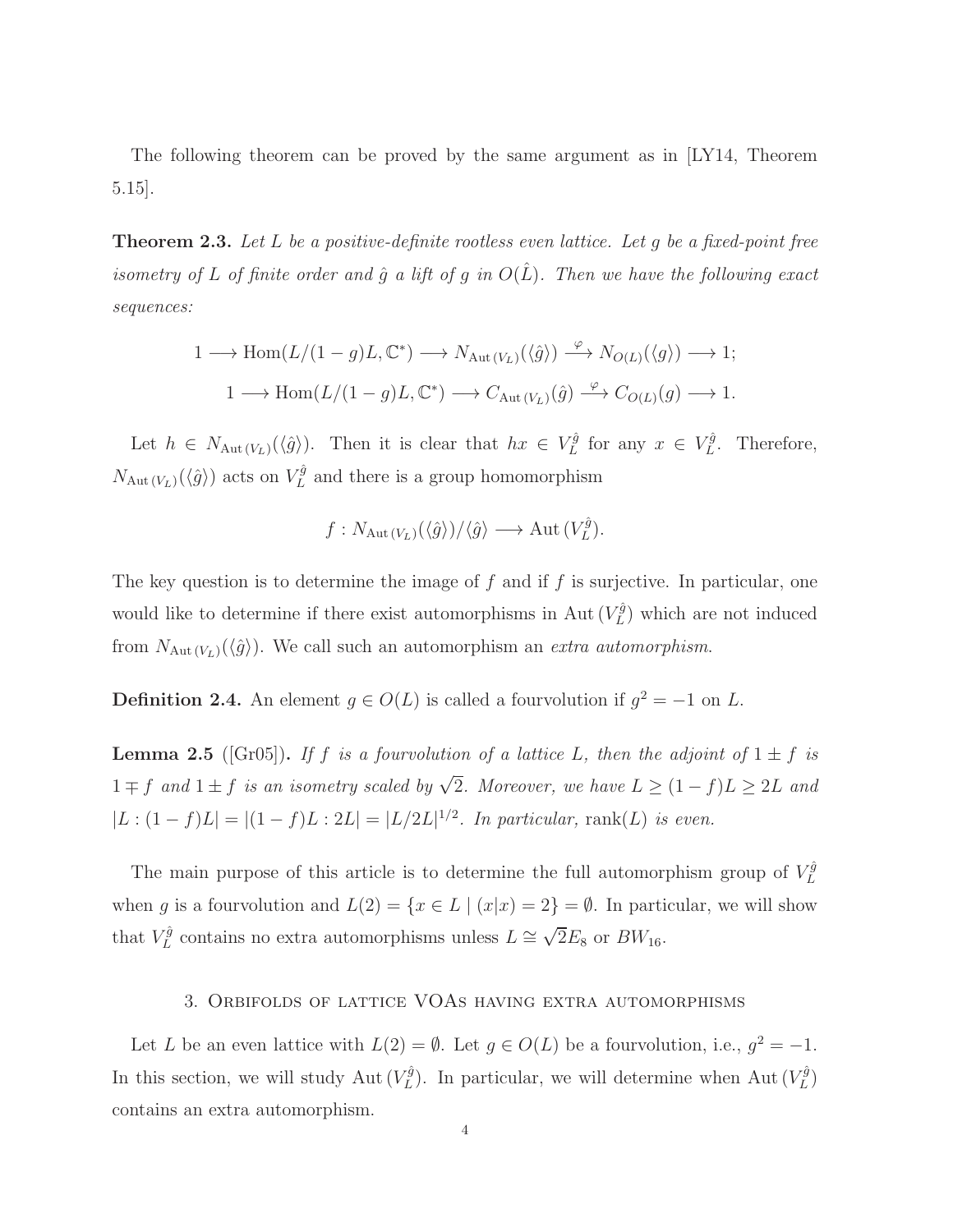The following theorem can be proved by the same argument as in [LY14, Theorem 5.15].

**Theorem 2.3.** *Let $L$ be a positive-definite rootless even lattice. Let $g$ be a fixed-point free isometry of $L$ of finite order and $\hat{g}$ a lift of $g$ in $O(\hat{L})$. Then we have the following exact sequences:*

$$1 \longrightarrow \mathrm{Hom}(L/(1-g)L, \mathbb{C}^*) \longrightarrow N_{\mathrm{Aut}\,(V_L)}(\langle \hat{g} \rangle) \xrightarrow{\varphi} N_{O(L)}(\langle g \rangle) \longrightarrow 1;$$

$$1 \longrightarrow \mathrm{Hom}(L/(1-g)L, \mathbb{C}^*) \longrightarrow C_{\mathrm{Aut}\,(V_L)}(\hat{g}) \xrightarrow{\varphi} C_{O(L)}(g) \longrightarrow 1.$$

Let $h \in N_{\mathrm{Aut}\,(V_L)}(\langle \hat{g} \rangle)$. Then it is clear that $hx \in V_L^{\hat{g}}$ for any $x \in V_L^{\hat{g}}$. Therefore, $N_{\mathrm{Aut}\,(V_L)}(\langle \hat{g} \rangle)$ acts on $V_L^{\hat{g}}$ and there is a group homomorphism

$$f : N_{\mathrm{Aut}\,(V_L)}(\langle \hat{g} \rangle)/\langle \hat{g} \rangle \longrightarrow \mathrm{Aut}\,(V_L^{\hat{g}}).$$

The key question is to determine the image of $f$ and if $f$ is surjective. In particular, one would like to determine if there exist automorphisms in $\mathrm{Aut}\,(V_L^{\hat{g}})$ which are not induced from $N_{\mathrm{Aut}\,(V_L)}(\langle \hat{g} \rangle)$. We call such an automorphism an *extra automorphism*.

**Definition 2.4.** An element $g \in O(L)$ is called a fourvolution if $g^2 = -1$ on $L$.

**Lemma 2.5** ([Gr05])**.** *If $f$ is a fourvolution of a lattice $L$, then the adjoint of $1 \pm f$ is $1 \mp f$ and $1 \pm f$ is an isometry scaled by $\sqrt{2}$. Moreover, we have $L \geq (1-f)L \geq 2L$ and $|L : (1-f)L| = |(1-f)L : 2L| = |L/2L|^{1/2}$. In particular,* $\mathrm{rank}(L)$ *is even.*

The main purpose of this article is to determine the full automorphism group of $V_L^{\hat{g}}$ when $g$ is a fourvolution and $L(2) = \{x \in L \mid (x|x) = 2\} = \emptyset$. In particular, we will show that $V_L^{\hat{g}}$ contains no extra automorphisms unless $L \cong \sqrt{2}E_8$ or $BW_{16}$.

## 3. Orbifolds of lattice VOAs having extra automorphisms

Let $L$ be an even lattice with $L(2) = \emptyset$. Let $g \in O(L)$ be a fourvolution, i.e., $g^2 = -1$. In this section, we will study $\mathrm{Aut}\,(V_L^{\hat{g}})$. In particular, we will determine when $\mathrm{Aut}\,(V_L^{\hat{g}})$ contains an extra automorphism.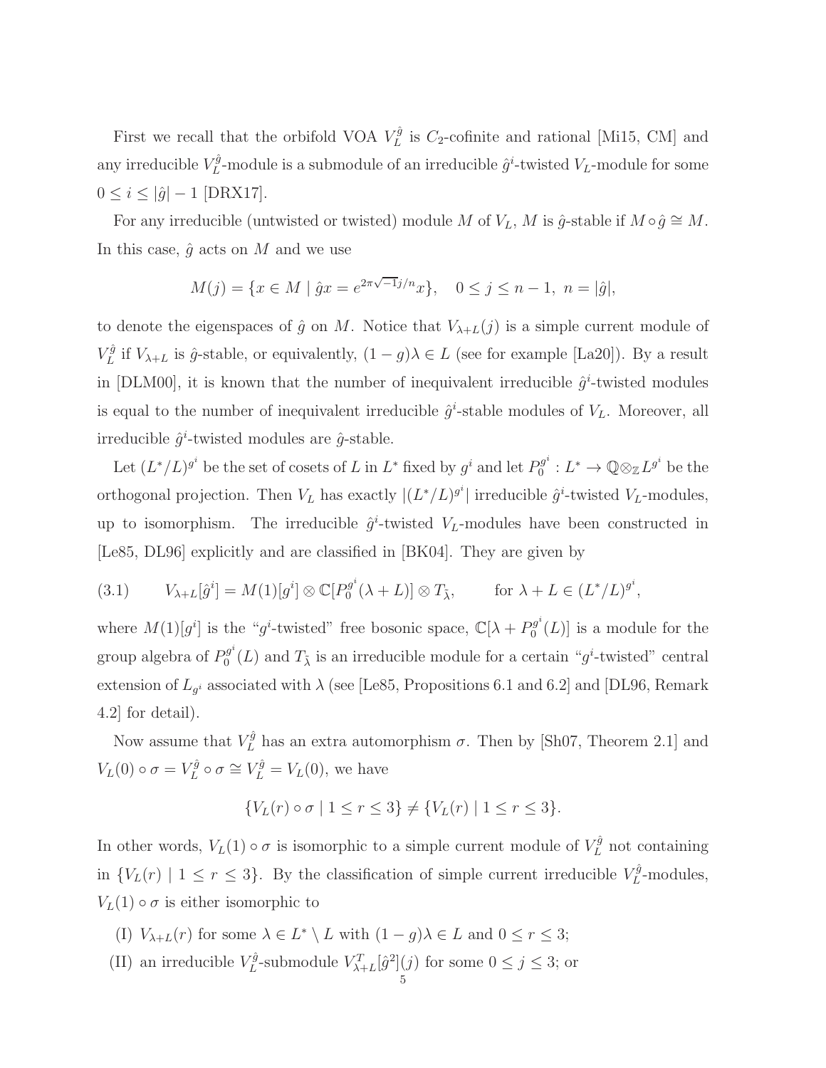First we recall that the orbifold VOA $V_L^{\hat{g}}$ is $C_2$-cofinite and rational [Mi15, CM] and any irreducible $V_L^{\hat{g}}$-module is a submodule of an irreducible $\hat{g}^i$-twisted $V_L$-module for some $0 \le i \le |\hat{g}| - 1$ [DRX17].

For any irreducible (untwisted or twisted) module $M$ of $V_L$, $M$ is $\hat{g}$-stable if $M \circ \hat{g} \cong M$. In this case, $\hat{g}$ acts on $M$ and we use

$$M(j) = \{x \in M \mid \hat{g}x = e^{2\pi\sqrt{-1}j/n}x\}, \quad 0 \le j \le n-1,\ n = |\hat{g}|,$$

to denote the eigenspaces of $\hat{g}$ on $M$. Notice that $V_{\lambda+L}(j)$ is a simple current module of $V_L^{\hat{g}}$ if $V_{\lambda+L}$ is $\hat{g}$-stable, or equivalently, $(1-g)\lambda \in L$ (see for example [La20]). By a result in [DLM00], it is known that the number of inequivalent irreducible $\hat{g}^i$-twisted modules is equal to the number of inequivalent irreducible $\hat{g}^i$-stable modules of $V_L$. Moreover, all irreducible $\hat{g}^i$-twisted modules are $\hat{g}$-stable.

Let $(L^*/L)^{g^i}$ be the set of cosets of $L$ in $L^*$ fixed by $g^i$ and let $P_0^{g^i} : L^* \to \mathbb{Q} \otimes_{\mathbb{Z}} L^{g^i}$ be the orthogonal projection. Then $V_L$ has exactly $|(L^*/L)^{g^i}|$ irreducible $\hat{g}^i$-twisted $V_L$-modules, up to isomorphism. The irreducible $\hat{g}^i$-twisted $V_L$-modules have been constructed in [Le85, DL96] explicitly and are classified in [BK04]. They are given by

$$V_{\lambda+L}[\hat{g}^i] = M(1)[g^i] \otimes \mathbb{C}[P_0^{g^i}(\lambda + L)] \otimes T_{\tilde{\lambda}}, \qquad \text{for } \lambda + L \in (L^*/L)^{g^i}, \tag{3.1}$$

where $M(1)[g^i]$ is the "$g^i$-twisted" free bosonic space, $\mathbb{C}[\lambda + P_0^{g^i}(L)]$ is a module for the group algebra of $P_0^{g^i}(L)$ and $T_{\tilde{\lambda}}$ is an irreducible module for a certain "$g^i$-twisted" central extension of $L_{g^i}$ associated with $\lambda$ (see [Le85, Propositions 6.1 and 6.2] and [DL96, Remark 4.2] for detail).

Now assume that $V_L^{\hat{g}}$ has an extra automorphism $\sigma$. Then by [Sh07, Theorem 2.1] and $V_L(0) \circ \sigma = V_L^{\hat{g}} \circ \sigma \cong V_L^{\hat{g}} = V_L(0)$, we have

$$\{V_L(r) \circ \sigma \mid 1 \le r \le 3\} \neq \{V_L(r) \mid 1 \le r \le 3\}.$$

In other words, $V_L(1) \circ \sigma$ is isomorphic to a simple current module of $V_L^{\hat{g}}$ not containing in $\{V_L(r) \mid 1 \le r \le 3\}$. By the classification of simple current irreducible $V_L^{\hat{g}}$-modules, $V_L(1) \circ \sigma$ is either isomorphic to

(I) $V_{\lambda+L}(r)$ for some $\lambda \in L^* \setminus L$ with $(1-g)\lambda \in L$ and $0 \le r \le 3$;

(II) an irreducible $V_L^{\hat{g}}$-submodule $V_{\lambda+L}^T[\hat{g}^2](j)$ for some $0 \le j \le 3$; or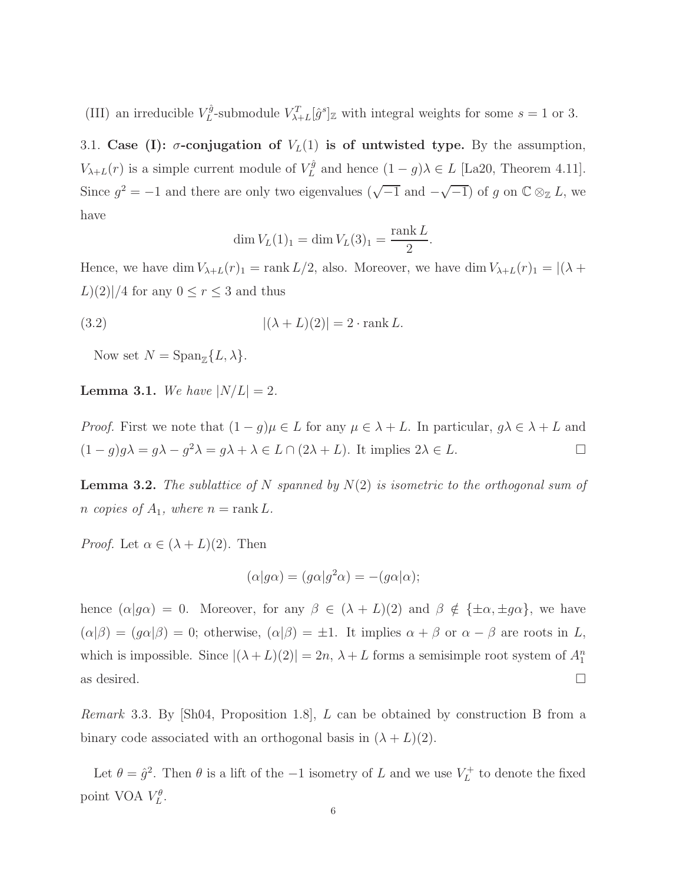(III) an irreducible $V_L^{\hat{g}}$-submodule $V_{\lambda+L}^T[\hat{g}^s]_{\mathbb{Z}}$ with integral weights for some $s = 1$ or $3$.

3.1. **Case (I): $\sigma$-conjugation of $V_L(1)$ is of untwisted type.** By the assumption, $V_{\lambda+L}(r)$ is a simple current module of $V_L^{\hat{g}}$ and hence $(1-g)\lambda \in L$ [La20, Theorem 4.11]. Since $g^2 = -1$ and there are only two eigenvalues ($\sqrt{-1}$ and $-\sqrt{-1}$) of $g$ on $\mathbb{C} \otimes_{\mathbb{Z}} L$, we have

$$\dim V_L(1)_1 = \dim V_L(3)_1 = \frac{\operatorname{rank} L}{2}.$$

Hence, we have $\dim V_{\lambda+L}(r)_1 = \operatorname{rank} L/2$, also. Moreover, we have $\dim V_{\lambda+L}(r)_1 = |(\lambda + L)(2)|/4$ for any $0 \le r \le 3$ and thus

$$|(\lambda + L)(2)| = 2 \cdot \operatorname{rank} L. \tag{3.2}$$

Now set $N = \operatorname{Span}_{\mathbb{Z}}\{L, \lambda\}$.

**Lemma 3.1.** *We have $|N/L| = 2$.*

*Proof.* First we note that $(1-g)\mu \in L$ for any $\mu \in \lambda + L$. In particular, $g\lambda \in \lambda + L$ and $(1-g)g\lambda = g\lambda - g^2\lambda = g\lambda + \lambda \in L \cap (2\lambda + L)$. It implies $2\lambda \in L$. □

**Lemma 3.2.** *The sublattice of $N$ spanned by $N(2)$ is isometric to the orthogonal sum of $n$ copies of $A_1$, where $n = \operatorname{rank} L$.*

*Proof.* Let $\alpha \in (\lambda + L)(2)$. Then

$$(\alpha|g\alpha) = (g\alpha|g^2\alpha) = -(g\alpha|\alpha);$$

hence $(\alpha|g\alpha) = 0$. Moreover, for any $\beta \in (\lambda + L)(2)$ and $\beta \notin \{\pm\alpha, \pm g\alpha\}$, we have $(\alpha|\beta) = (g\alpha|\beta) = 0$; otherwise, $(\alpha|\beta) = \pm 1$. It implies $\alpha + \beta$ or $\alpha - \beta$ are roots in $L$, which is impossible. Since $|(\lambda + L)(2)| = 2n$, $\lambda + L$ forms a semisimple root system of $A_1^n$ as desired. □

*Remark* 3.3. By [Sh04, Proposition 1.8], $L$ can be obtained by construction B from a binary code associated with an orthogonal basis in $(\lambda + L)(2)$.

Let $\theta = \hat{g}^2$. Then $\theta$ is a lift of the $-1$ isometry of $L$ and we use $V_L^+$ to denote the fixed point VOA $V_L^\theta$.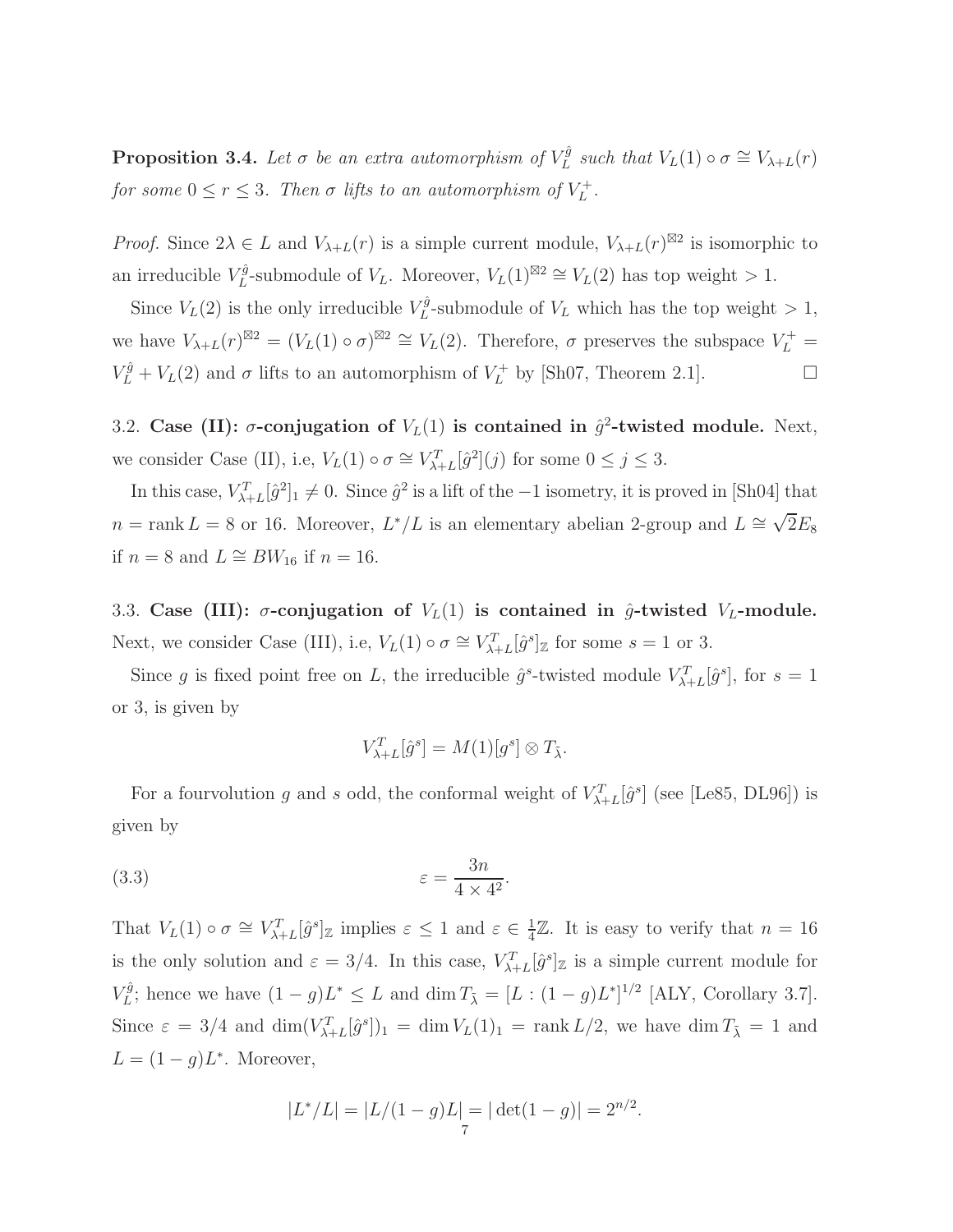**Proposition 3.4.** *Let $\sigma$ be an extra automorphism of $V_L^{\hat{g}}$ such that $V_L(1) \circ \sigma \cong V_{\lambda+L}(r)$ for some $0 \leq r \leq 3$. Then $\sigma$ lifts to an automorphism of $V_L^+$.*

*Proof.* Since $2\lambda \in L$ and $V_{\lambda+L}(r)$ is a simple current module, $V_{\lambda+L}(r)^{\boxtimes 2}$ is isomorphic to an irreducible $V_L^{\hat{g}}$-submodule of $V_L$. Moreover, $V_L(1)^{\boxtimes 2} \cong V_L(2)$ has top weight $> 1$.

Since $V_L(2)$ is the only irreducible $V_L^{\hat{g}}$-submodule of $V_L$ which has the top weight $> 1$, we have $V_{\lambda+L}(r)^{\boxtimes 2} = (V_L(1) \circ \sigma)^{\boxtimes 2} \cong V_L(2)$. Therefore, $\sigma$ preserves the subspace $V_L^+ = V_L^{\hat{g}} + V_L(2)$ and $\sigma$ lifts to an automorphism of $V_L^+$ by [Sh07, Theorem 2.1]. □

3.2. **Case (II): $\sigma$-conjugation of $V_L(1)$ is contained in $\hat{g}^2$-twisted module.** Next, we consider Case (II), i.e, $V_L(1) \circ \sigma \cong V_{\lambda+L}^T[\hat{g}^2](j)$ for some $0 \leq j \leq 3$.

In this case, $V_{\lambda+L}^T[\hat{g}^2]_1 \neq 0$. Since $\hat{g}^2$ is a lift of the $-1$ isometry, it is proved in [Sh04] that $n = \operatorname{rank} L = 8$ or $16$. Moreover, $L^*/L$ is an elementary abelian 2-group and $L \cong \sqrt{2}E_8$ if $n = 8$ and $L \cong BW_{16}$ if $n = 16$.

3.3. **Case (III): $\sigma$-conjugation of $V_L(1)$ is contained in $\hat{g}$-twisted $V_L$-module.** Next, we consider Case (III), i.e, $V_L(1) \circ \sigma \cong V_{\lambda+L}^T[\hat{g}^s]_{\mathbb{Z}}$ for some $s = 1$ or $3$.

Since $g$ is fixed point free on $L$, the irreducible $\hat{g}^s$-twisted module $V_{\lambda+L}^T[\hat{g}^s]$, for $s = 1$ or $3$, is given by

$$V_{\lambda+L}^T[\hat{g}^s] = M(1)[g^s] \otimes T_{\tilde{\lambda}}.$$

For a fourvolution $g$ and $s$ odd, the conformal weight of $V_{\lambda+L}^T[\hat{g}^s]$ (see [Le85, DL96]) is given by

$$\varepsilon = \frac{3n}{4 \times 4^2}. \tag{3.3}$$

That $V_L(1) \circ \sigma \cong V_{\lambda+L}^T[\hat{g}^s]_{\mathbb{Z}}$ implies $\varepsilon \leq 1$ and $\varepsilon \in \frac{1}{4}\mathbb{Z}$. It is easy to verify that $n = 16$ is the only solution and $\varepsilon = 3/4$. In this case, $V_{\lambda+L}^T[\hat{g}^s]_{\mathbb{Z}}$ is a simple current module for $V_L^{\hat{g}}$; hence we have $(1-g)L^* \leq L$ and $\dim T_{\tilde{\lambda}} = [L : (1-g)L^*]^{1/2}$ [ALY, Corollary 3.7]. Since $\varepsilon = 3/4$ and $\dim(V_{\lambda+L}^T[\hat{g}^s])_1 = \dim V_L(1)_1 = \operatorname{rank} L/2$, we have $\dim T_{\tilde{\lambda}} = 1$ and $L = (1-g)L^*$. Moreover,

$$|L^*/L| = |L/(1-g)L| = |\det(1-g)| = 2^{n/2}.$$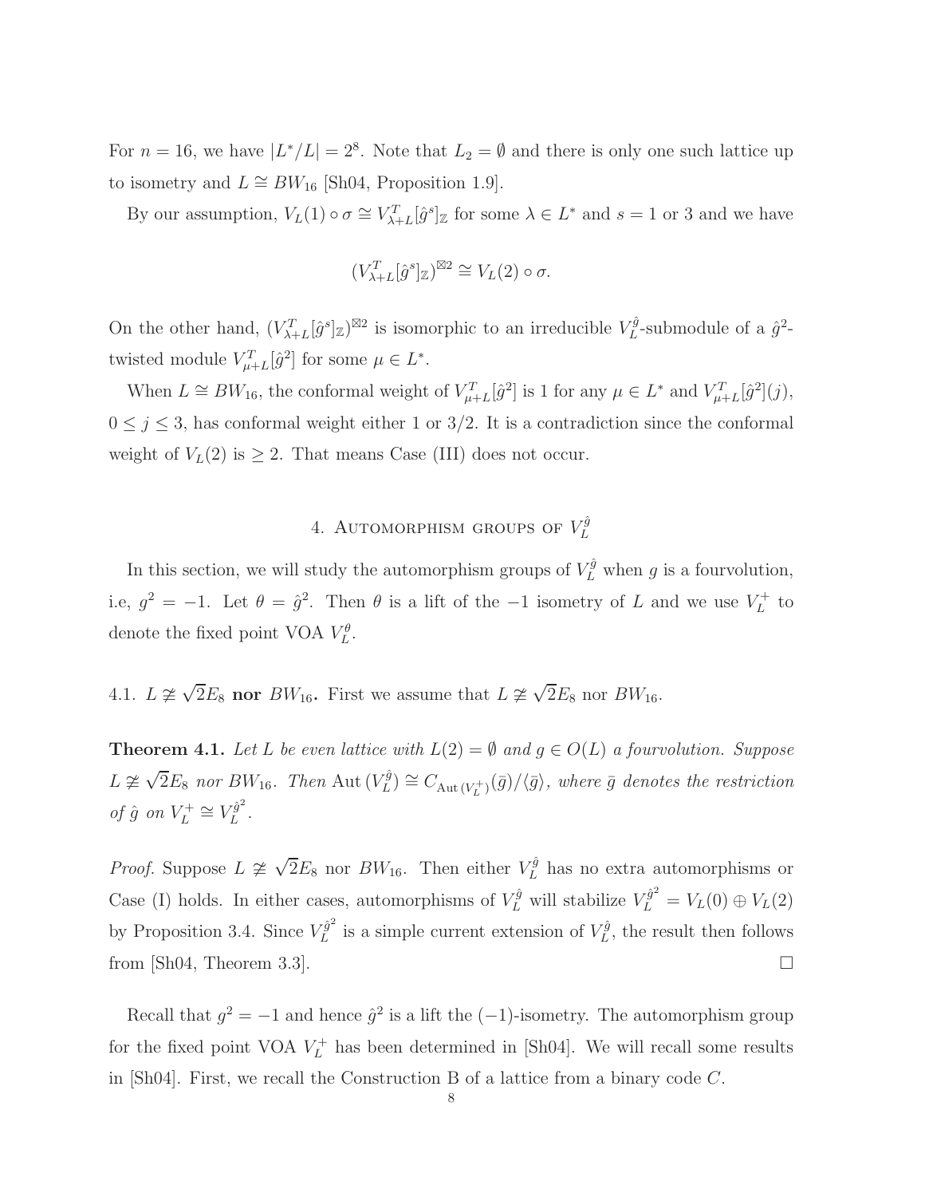For $n = 16$, we have $|L^*/L| = 2^8$. Note that $L_2 = \emptyset$ and there is only one such lattice up to isometry and $L \cong BW_{16}$ [Sh04, Proposition 1.9].

By our assumption, $V_L(1) \circ \sigma \cong V_{\lambda+L}^T[\hat{g}^s]_{\mathbb{Z}}$ for some $\lambda \in L^*$ and $s = 1$ or $3$ and we have

$$(V_{\lambda+L}^T[\hat{g}^s]_{\mathbb{Z}})^{\boxtimes 2} \cong V_L(2) \circ \sigma.$$

On the other hand, $(V_{\lambda+L}^T[\hat{g}^s]_{\mathbb{Z}})^{\boxtimes 2}$ is isomorphic to an irreducible $V_L^{\hat{g}}$-submodule of a $\hat{g}^2$-twisted module $V_{\mu+L}^T[\hat{g}^2]$ for some $\mu \in L^*$.

When $L \cong BW_{16}$, the conformal weight of $V_{\mu+L}^T[\hat{g}^2]$ is 1 for any $\mu \in L^*$ and $V_{\mu+L}^T[\hat{g}^2](j)$, $0 \le j \le 3$, has conformal weight either 1 or $3/2$. It is a contradiction since the conformal weight of $V_L(2)$ is $\ge 2$. That means Case (III) does not occur.

## 4. Automorphism groups of $V_L^{\hat{g}}$

In this section, we will study the automorphism groups of $V_L^{\hat{g}}$ when $g$ is a fourvolution, i.e, $g^2 = -1$. Let $\theta = \hat{g}^2$. Then $\theta$ is a lift of the $-1$ isometry of $L$ and we use $V_L^+$ to denote the fixed point VOA $V_L^\theta$.

### 4.1. $L \not\cong \sqrt{2}E_8$ nor $BW_{16}$.

First we assume that $L \not\cong \sqrt{2}E_8$ nor $BW_{16}$.

**Theorem 4.1.** *Let $L$ be even lattice with $L(2) = \emptyset$ and $g \in O(L)$ a fourvolution. Suppose $L \not\cong \sqrt{2}E_8$ nor $BW_{16}$. Then $\mathrm{Aut}\,(V_L^{\hat{g}}) \cong C_{\mathrm{Aut}\,(V_L^+)}(\bar{g})/\langle \bar{g}\rangle$, where $\bar{g}$ denotes the restriction of $\hat{g}$ on $V_L^+ \cong V_L^{\hat{g}^2}$.*

*Proof.* Suppose $L \not\cong \sqrt{2}E_8$ nor $BW_{16}$. Then either $V_L^{\hat{g}}$ has no extra automorphisms or Case (I) holds. In either cases, automorphisms of $V_L^{\hat{g}}$ will stabilize $V_L^{\hat{g}^2} = V_L(0) \oplus V_L(2)$ by Proposition 3.4. Since $V_L^{\hat{g}^2}$ is a simple current extension of $V_L^{\hat{g}}$, the result then follows from [Sh04, Theorem 3.3]. □

Recall that $g^2 = -1$ and hence $\hat{g}^2$ is a lift the $(-1)$-isometry. The automorphism group for the fixed point VOA $V_L^+$ has been determined in [Sh04]. We will recall some results in [Sh04]. First, we recall the Construction B of a lattice from a binary code $C$.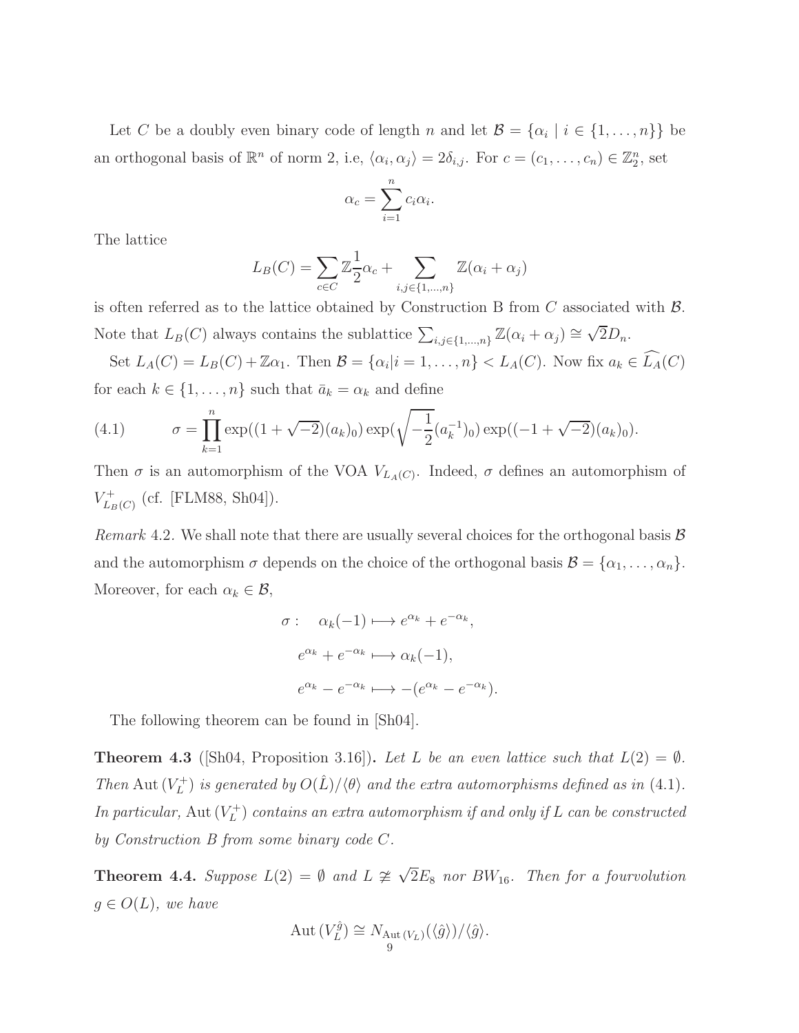Let $C$ be a doubly even binary code of length $n$ and let $\mathcal{B} = \{\alpha_i \mid i \in \{1, \dots, n\}\}$ be an orthogonal basis of $\mathbb{R}^n$ of norm 2, i.e, $\langle \alpha_i, \alpha_j \rangle = 2\delta_{i,j}$. For $c = (c_1, \dots, c_n) \in \mathbb{Z}_2^n$, set

$$\alpha_c = \sum_{i=1}^{n} c_i \alpha_i.$$

The lattice

$$L_B(C) = \sum_{c \in C} \mathbb{Z}\frac{1}{2}\alpha_c + \sum_{i,j \in \{1,\dots,n\}} \mathbb{Z}(\alpha_i + \alpha_j)$$

is often referred as to the lattice obtained by Construction B from $C$ associated with $\mathcal{B}$. Note that $L_B(C)$ always contains the sublattice $\sum_{i,j\in\{1,\dots,n\}} \mathbb{Z}(\alpha_i + \alpha_j) \cong \sqrt{2}D_n$.

Set $L_A(C) = L_B(C) + \mathbb{Z}\alpha_1$. Then $\mathcal{B} = \{\alpha_i | i = 1, \dots, n\} < L_A(C)$. Now fix $a_k \in \widehat{L_A}(C)$ for each $k \in \{1, \dots, n\}$ such that $\bar{a}_k = \alpha_k$ and define

$$\sigma = \prod_{k=1}^{n} \exp((1+\sqrt{-2})(a_k)_0) \exp(\sqrt{-\frac{1}{2}}(a_k^{-1})_0) \exp((-1+\sqrt{-2})(a_k)_0). \tag{4.1}$$

Then $\sigma$ is an automorphism of the VOA $V_{L_A(C)}$. Indeed, $\sigma$ defines an automorphism of $V^+_{L_B(C)}$ (cf. [FLM88, Sh04]).

*Remark* 4.2. We shall note that there are usually several choices for the orthogonal basis $\mathcal{B}$ and the automorphism $\sigma$ depends on the choice of the orthogonal basis $\mathcal{B} = \{\alpha_1, \dots, \alpha_n\}$. Moreover, for each $\alpha_k \in \mathcal{B}$,

$$\begin{aligned} \sigma: \quad \alpha_k(-1) &\longmapsto e^{\alpha_k} + e^{-\alpha_k}, \\ e^{\alpha_k} + e^{-\alpha_k} &\longmapsto \alpha_k(-1), \\ e^{\alpha_k} - e^{-\alpha_k} &\longmapsto -(e^{\alpha_k} - e^{-\alpha_k}). \end{aligned}$$

The following theorem can be found in [Sh04].

**Theorem 4.3** ([Sh04, Proposition 3.16])**.** *Let $L$ be an even lattice such that $L(2) = \emptyset$. Then $\mathrm{Aut}\,(V_L^+)$ is generated by $O(\hat{L})/\langle\theta\rangle$ and the extra automorphisms defined as in (4.1). In particular, $\mathrm{Aut}\,(V_L^+)$ contains an extra automorphism if and only if $L$ can be constructed by Construction B from some binary code $C$.*

**Theorem 4.4.** *Suppose $L(2) = \emptyset$ and $L \ncong \sqrt{2}E_8$ nor $BW_{16}$. Then for a fourvolution $g \in O(L)$, we have*

$$\mathrm{Aut}\,(V_L^{\hat{g}}) \cong N_{\mathrm{Aut}\,(V_L)}(\langle \hat{g} \rangle)/\langle \hat{g} \rangle.$$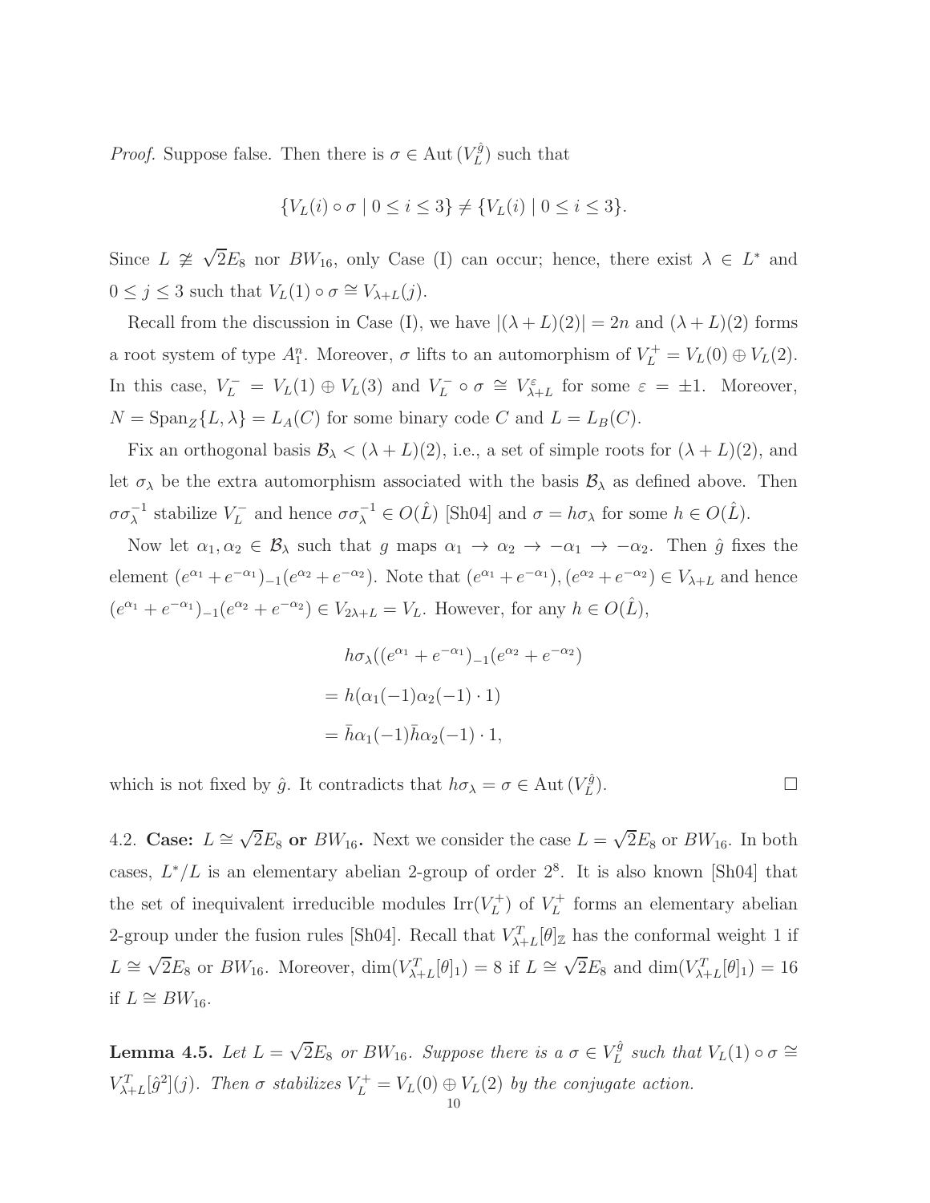*Proof.* Suppose false. Then there is $\sigma \in \mathrm{Aut}\,(V_L^{\hat{g}})$ such that

$$\{V_L(i) \circ \sigma \mid 0 \le i \le 3\} \ne \{V_L(i) \mid 0 \le i \le 3\}.$$

Since $L \ncong \sqrt{2}E_8$ nor $BW_{16}$, only Case (I) can occur; hence, there exist $\lambda \in L^*$ and $0 \le j \le 3$ such that $V_L(1) \circ \sigma \cong V_{\lambda+L}(j)$.

Recall from the discussion in Case (I), we have $|(\lambda + L)(2)| = 2n$ and $(\lambda + L)(2)$ forms a root system of type $A_1^n$. Moreover, $\sigma$ lifts to an automorphism of $V_L^+ = V_L(0) \oplus V_L(2)$. In this case, $V_L^- = V_L(1) \oplus V_L(3)$ and $V_L^- \circ \sigma \cong V_{\lambda+L}^{\varepsilon}$ for some $\varepsilon = \pm 1$. Moreover, $N = \mathrm{Span}_Z\{L, \lambda\} = L_A(C)$ for some binary code $C$ and $L = L_B(C)$.

Fix an orthogonal basis $\mathcal{B}_\lambda < (\lambda + L)(2)$, i.e., a set of simple roots for $(\lambda + L)(2)$, and let $\sigma_\lambda$ be the extra automorphism associated with the basis $\mathcal{B}_\lambda$ as defined above. Then $\sigma\sigma_\lambda^{-1}$ stabilize $V_L^-$ and hence $\sigma\sigma_\lambda^{-1} \in O(\hat{L})$ [Sh04] and $\sigma = h\sigma_\lambda$ for some $h \in O(\hat{L})$.

Now let $\alpha_1, \alpha_2 \in \mathcal{B}_\lambda$ such that $g$ maps $\alpha_1 \to \alpha_2 \to -\alpha_1 \to -\alpha_2$. Then $\hat{g}$ fixes the element $(e^{\alpha_1} + e^{-\alpha_1})_{-1}(e^{\alpha_2} + e^{-\alpha_2})$. Note that $(e^{\alpha_1} + e^{-\alpha_1}), (e^{\alpha_2} + e^{-\alpha_2}) \in V_{\lambda+L}$ and hence $(e^{\alpha_1} + e^{-\alpha_1})_{-1}(e^{\alpha_2} + e^{-\alpha_2}) \in V_{2\lambda+L} = V_L$. However, for any $h \in O(\hat{L})$,

$$\begin{aligned}
&h\sigma_\lambda((e^{\alpha_1} + e^{-\alpha_1})_{-1}(e^{\alpha_2} + e^{-\alpha_2}) \\
=\,& h(\alpha_1(-1)\alpha_2(-1) \cdot 1) \\
=\,& \bar{h}\alpha_1(-1)\bar{h}\alpha_2(-1) \cdot 1,
\end{aligned}$$

which is not fixed by $\hat{g}$. It contradicts that $h\sigma_\lambda = \sigma \in \mathrm{Aut}\,(V_L^{\hat{g}})$. $\square$

4.2. **Case: $L \cong \sqrt{2}E_8$ or $BW_{16}$.** Next we consider the case $L = \sqrt{2}E_8$ or $BW_{16}$. In both cases, $L^*/L$ is an elementary abelian 2-group of order $2^8$. It is also known [Sh04] that the set of inequivalent irreducible modules $\mathrm{Irr}(V_L^+)$ of $V_L^+$ forms an elementary abelian 2-group under the fusion rules [Sh04]. Recall that $V_{\lambda+L}^T[\theta]_{\mathbb{Z}}$ has the conformal weight 1 if $L \cong \sqrt{2}E_8$ or $BW_{16}$. Moreover, $\dim(V_{\lambda+L}^T[\theta]_1) = 8$ if $L \cong \sqrt{2}E_8$ and $\dim(V_{\lambda+L}^T[\theta]_1) = 16$ if $L \cong BW_{16}$.

**Lemma 4.5.** *Let $L = \sqrt{2}E_8$ or $BW_{16}$. Suppose there is a $\sigma \in V_L^{\hat{g}}$ such that $V_L(1) \circ \sigma \cong V_{\lambda+L}^T[\hat{g}^2](j)$. Then $\sigma$ stabilizes $V_L^+ = V_L(0) \oplus V_L(2)$ by the conjugate action.*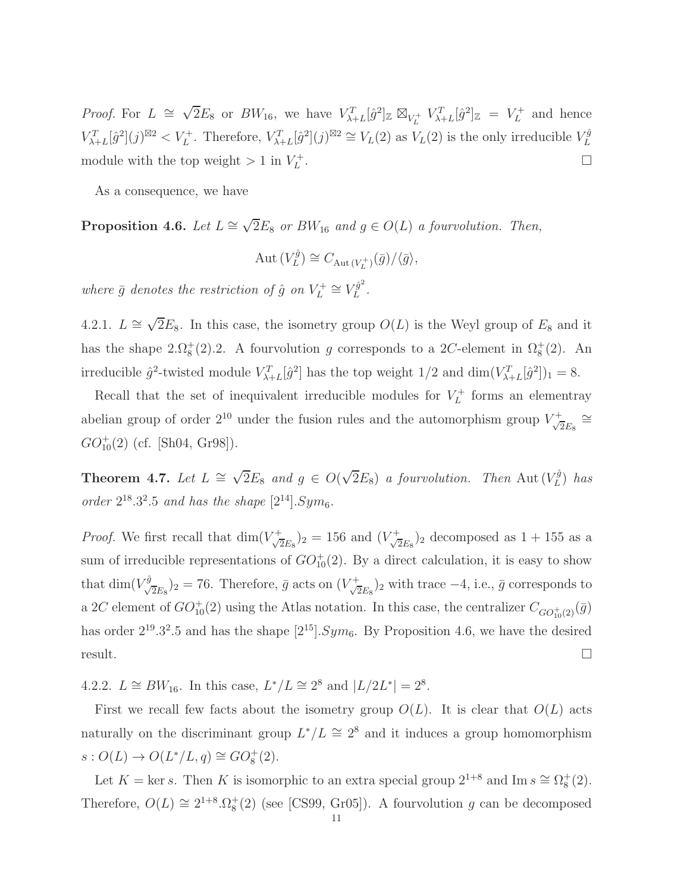*Proof.* For $L \cong \sqrt{2}E_8$ or $BW_{16}$, we have $V_{\lambda+L}^T[\hat{g}^2]_{\mathbb{Z}} \boxtimes_{V_L^+} V_{\lambda+L}^T[\hat{g}^2]_{\mathbb{Z}} = V_L^+$ and hence $V_{\lambda+L}^T[\hat{g}^2](j)^{\boxtimes 2} < V_L^+$. Therefore, $V_{\lambda+L}^T[\hat{g}^2](j)^{\boxtimes 2} \cong V_L(2)$ as $V_L(2)$ is the only irreducible $V_L^{\hat{g}}$ module with the top weight $> 1$ in $V_L^+$. □

As a consequence, we have

**Proposition 4.6.** *Let $L \cong \sqrt{2}E_8$ or $BW_{16}$ and $g \in O(L)$ a fourvolution. Then,*

$$\mathrm{Aut}\,(V_L^{\hat{g}}) \cong C_{\mathrm{Aut}\,(V_L^+)}(\bar{g})/\langle \bar{g} \rangle,$$

*where $\bar{g}$ denotes the restriction of $\hat{g}$ on $V_L^+ \cong V_L^{\hat{g}^2}$.*

4.2.1. $L \cong \sqrt{2}E_8$. In this case, the isometry group $O(L)$ is the Weyl group of $E_8$ and it has the shape $2.\Omega_8^+(2).2$. A fourvolution $g$ corresponds to a $2C$-element in $\Omega_8^+(2)$. An irreducible $\hat{g}^2$-twisted module $V_{\lambda+L}^T[\hat{g}^2]$ has the top weight $1/2$ and $\dim(V_{\lambda+L}^T[\hat{g}^2])_1 = 8$.

Recall that the set of inequivalent irreducible modules for $V_L^+$ forms an elementray abelian group of order $2^{10}$ under the fusion rules and the automorphism group $V_{\sqrt{2}E_8}^+ \cong GO_{10}^+(2)$ (cf. [Sh04, Gr98]).

**Theorem 4.7.** *Let $L \cong \sqrt{2}E_8$ and $g \in O(\sqrt{2}E_8)$ a fourvolution. Then $\mathrm{Aut}\,(V_L^{\hat{g}})$ has order $2^{18}.3^2.5$ and has the shape $[2^{14}].Sym_6$.*

*Proof.* We first recall that $\dim(V_{\sqrt{2}E_8}^+)_2 = 156$ and $(V_{\sqrt{2}E_8}^+)_2$ decomposed as $1 + 155$ as a sum of irreducible representations of $GO_{10}^+(2)$. By a direct calculation, it is easy to show that $\dim(V_{\sqrt{2}E_8}^{\hat{g}})_2 = 76$. Therefore, $\bar{g}$ acts on $(V_{\sqrt{2}E_8}^+)_2$ with trace $-4$, i.e., $\bar{g}$ corresponds to a $2C$ element of $GO_{10}^+(2)$ using the Atlas notation. In this case, the centralizer $C_{GO_{10}^+(2)}(\bar{g})$ has order $2^{19}.3^2.5$ and has the shape $[2^{15}].Sym_6$. By Proposition 4.6, we have the desired result. □

4.2.2. $L \cong BW_{16}$. In this case, $L^*/L \cong 2^8$ and $|L/2L^*| = 2^8$.

First we recall few facts about the isometry group $O(L)$. It is clear that $O(L)$ acts naturally on the discriminant group $L^*/L \cong 2^8$ and it induces a group homomorphism $s : O(L) \to O(L^*/L, q) \cong GO_8^+(2)$.

Let $K = \ker s$. Then $K$ is isomorphic to an extra special group $2^{1+8}$ and $\mathrm{Im}\, s \cong \Omega_8^+(2)$. Therefore, $O(L) \cong 2^{1+8}.\Omega_8^+(2)$ (see [CS99, Gr05]). A fourvolution $g$ can be decomposed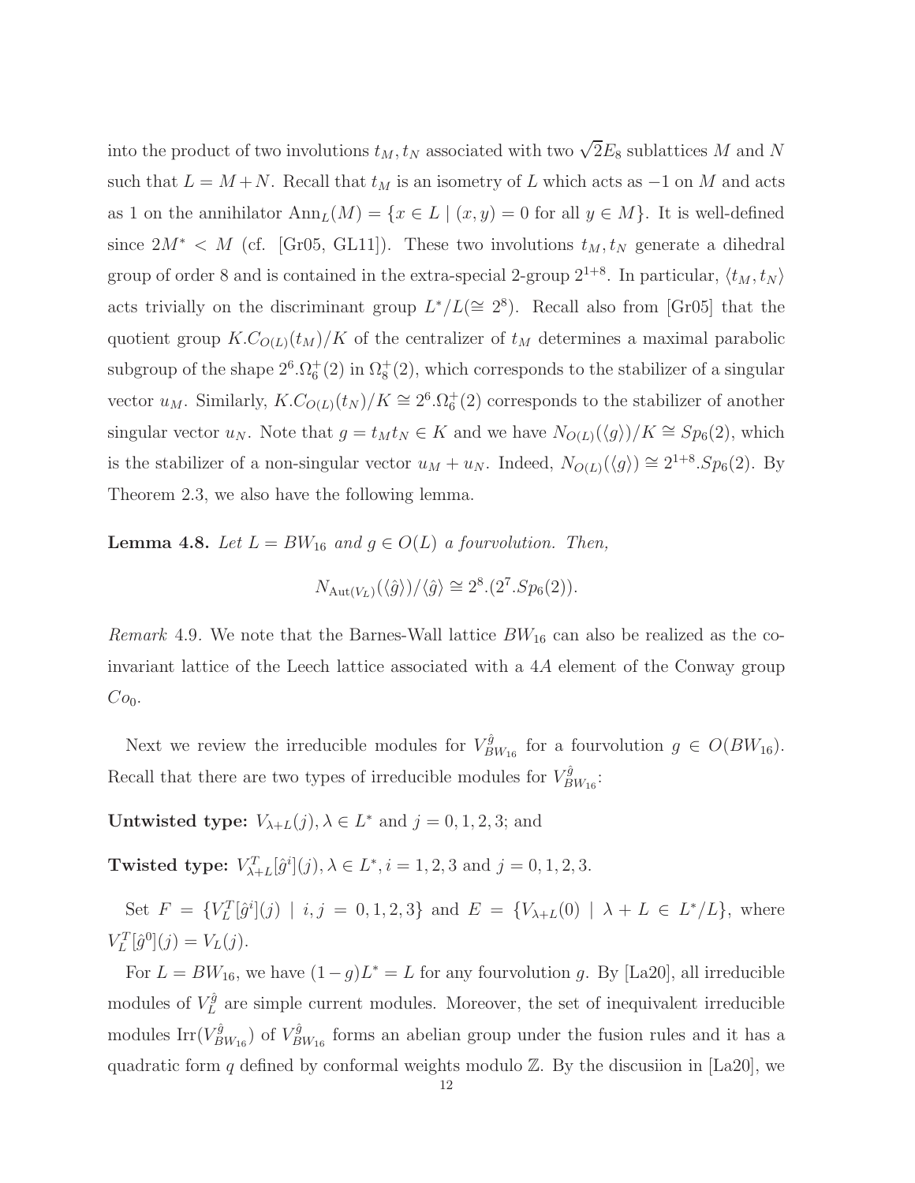into the product of two involutions $t_M, t_N$ associated with two $\sqrt{2}E_8$ sublattices $M$ and $N$ such that $L = M + N$. Recall that $t_M$ is an isometry of $L$ which acts as $-1$ on $M$ and acts as 1 on the annihilator $\mathrm{Ann}_L(M) = \{x \in L \mid (x, y) = 0 \text{ for all } y \in M\}$. It is well-defined since $2M^* < M$ (cf. [Gr05, GL11]). These two involutions $t_M, t_N$ generate a dihedral group of order 8 and is contained in the extra-special 2-group $2^{1+8}$. In particular, $\langle t_M, t_N \rangle$ acts trivially on the discriminant group $L^*/L (\cong 2^8)$. Recall also from [Gr05] that the quotient group $K.C_{O(L)}(t_M)/K$ of the centralizer of $t_M$ determines a maximal parabolic subgroup of the shape $2^6.\Omega_6^+(2)$ in $\Omega_8^+(2)$, which corresponds to the stabilizer of a singular vector $u_M$. Similarly, $K.C_{O(L)}(t_N)/K \cong 2^6.\Omega_6^+(2)$ corresponds to the stabilizer of another singular vector $u_N$. Note that $g = t_M t_N \in K$ and we have $N_{O(L)}(\langle g \rangle)/K \cong Sp_6(2)$, which is the stabilizer of a non-singular vector $u_M + u_N$. Indeed, $N_{O(L)}(\langle g \rangle) \cong 2^{1+8}.Sp_6(2)$. By Theorem 2.3, we also have the following lemma.

**Lemma 4.8.** *Let $L = BW_{16}$ and $g \in O(L)$ a fourvolution. Then,*

$$N_{\mathrm{Aut}(V_L)}(\langle \hat{g} \rangle)/\langle \hat{g} \rangle \cong 2^8.(2^7.Sp_6(2)).$$

*Remark* 4.9. We note that the Barnes-Wall lattice $BW_{16}$ can also be realized as the co-invariant lattice of the Leech lattice associated with a $4A$ element of the Conway group $Co_0$.

Next we review the irreducible modules for $V_{BW_{16}}^{\hat{g}}$ for a fourvolution $g \in O(BW_{16})$. Recall that there are two types of irreducible modules for $V_{BW_{16}}^{\hat{g}}$:

**Untwisted type:** $V_{\lambda+L}(j), \lambda \in L^*$ and $j = 0, 1, 2, 3$; and

**Twisted type:** $V_{\lambda+L}^T[\hat{g}^i](j), \lambda \in L^*, i = 1, 2, 3$ and $j = 0, 1, 2, 3$.

Set $F = \{V_L^T[\hat{g}^i](j) \mid i, j = 0, 1, 2, 3\}$ and $E = \{V_{\lambda+L}(0) \mid \lambda + L \in L^*/L\}$, where $V_L^T[\hat{g}^0](j) = V_L(j)$.

For $L = BW_{16}$, we have $(1 - g)L^* = L$ for any fourvolution $g$. By [La20], all irreducible modules of $V_L^{\hat{g}}$ are simple current modules. Moreover, the set of inequivalent irreducible modules $\mathrm{Irr}(V_{BW_{16}}^{\hat{g}})$ of $V_{BW_{16}}^{\hat{g}}$ forms an abelian group under the fusion rules and it has a quadratic form $q$ defined by conformal weights modulo $\mathbb{Z}$. By the discusiion in [La20], we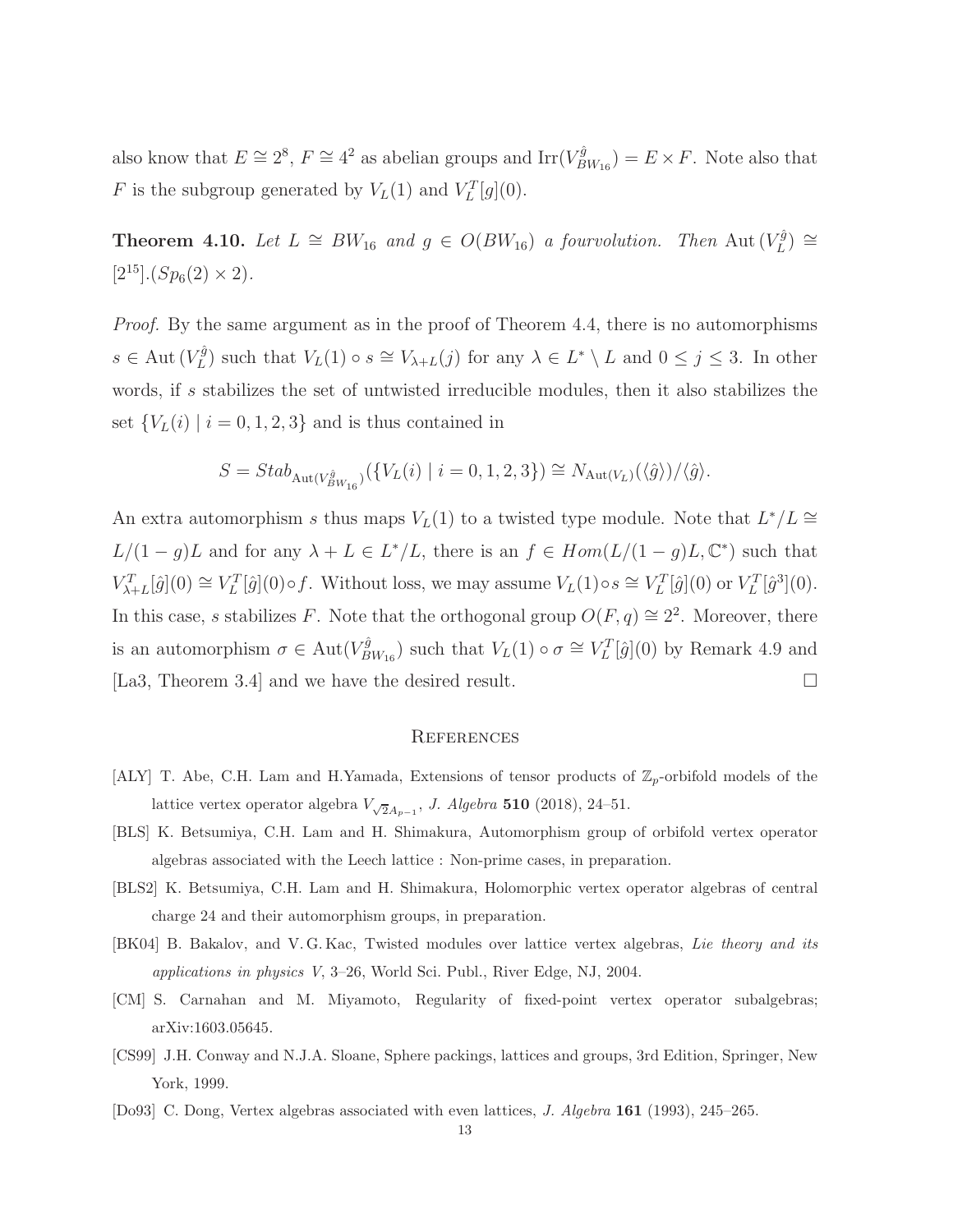also know that $E \cong 2^8$, $F \cong 4^2$ as abelian groups and $\mathrm{Irr}(V_{BW_{16}}^{\hat{g}}) = E \times F$. Note also that $F$ is the subgroup generated by $V_L(1)$ and $V_L^T[g](0)$.

**Theorem 4.10.** *Let $L \cong BW_{16}$ and $g \in O(BW_{16})$ a fourvolution. Then $\mathrm{Aut}\,(V_L^{\hat{g}}) \cong [2^{15}].(Sp_6(2) \times 2)$.*

*Proof.* By the same argument as in the proof of Theorem 4.4, there is no automorphisms $s \in \mathrm{Aut}\,(V_L^{\hat{g}})$ such that $V_L(1) \circ s \cong V_{\lambda+L}(j)$ for any $\lambda \in L^* \setminus L$ and $0 \leq j \leq 3$. In other words, if $s$ stabilizes the set of untwisted irreducible modules, then it also stabilizes the set $\{V_L(i) \mid i = 0, 1, 2, 3\}$ and is thus contained in

$$S = Stab_{\mathrm{Aut}(V_{BW_{16}}^{\hat{g}})}(\{V_L(i) \mid i = 0, 1, 2, 3\}) \cong N_{\mathrm{Aut}(V_L)}(\langle \hat{g} \rangle)/\langle \hat{g} \rangle.$$

An extra automorphism $s$ thus maps $V_L(1)$ to a twisted type module. Note that $L^*/L \cong L/(1-g)L$ and for any $\lambda + L \in L^*/L$, there is an $f \in Hom(L/(1-g)L, \mathbb{C}^*)$ such that $V_{\lambda+L}^T[\hat{g}](0) \cong V_L^T[\hat{g}](0) \circ f$. Without loss, we may assume $V_L(1) \circ s \cong V_L^T[\hat{g}](0)$ or $V_L^T[\hat{g}^3](0)$. In this case, $s$ stabilizes $F$. Note that the orthogonal group $O(F, q) \cong 2^2$. Moreover, there is an automorphism $\sigma \in \mathrm{Aut}(V_{BW_{16}}^{\hat{g}})$ such that $V_L(1) \circ \sigma \cong V_L^T[\hat{g}](0)$ by Remark 4.9 and [La3, Theorem 3.4] and we have the desired result. □

## References

- [ALY] T. Abe, C.H. Lam and H.Yamada, Extensions of tensor products of $\mathbb{Z}_p$-orbifold models of the lattice vertex operator algebra $V_{\sqrt{2}A_{p-1}}$, *J. Algebra* **510** (2018), 24–51.
- [BLS] K. Betsumiya, C.H. Lam and H. Shimakura, Automorphism group of orbifold vertex operator algebras associated with the Leech lattice : Non-prime cases, in preparation.
- [BLS2] K. Betsumiya, C.H. Lam and H. Shimakura, Holomorphic vertex operator algebras of central charge 24 and their automorphism groups, in preparation.
- [BK04] B. Bakalov, and V. G. Kac, Twisted modules over lattice vertex algebras, *Lie theory and its applications in physics V*, 3–26, World Sci. Publ., River Edge, NJ, 2004.
- [CM] S. Carnahan and M. Miyamoto, Regularity of fixed-point vertex operator subalgebras; arXiv:1603.05645.
- [CS99] J.H. Conway and N.J.A. Sloane, Sphere packings, lattices and groups, 3rd Edition, Springer, New York, 1999.
- [Do93] C. Dong, Vertex algebras associated with even lattices, *J. Algebra* **161** (1993), 245–265.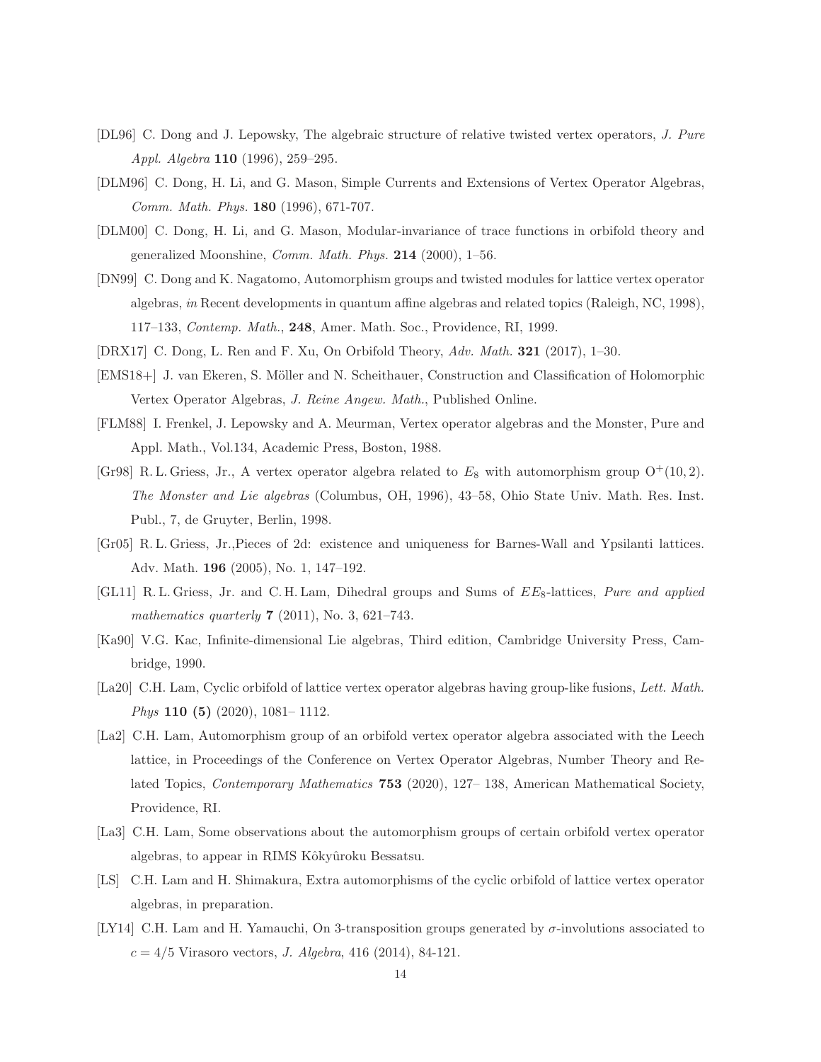[DL96] C. Dong and J. Lepowsky, The algebraic structure of relative twisted vertex operators, *J. Pure Appl. Algebra* **110** (1996), 259–295.

[DLM96] C. Dong, H. Li, and G. Mason, Simple Currents and Extensions of Vertex Operator Algebras, *Comm. Math. Phys.* **180** (1996), 671-707.

[DLM00] C. Dong, H. Li, and G. Mason, Modular-invariance of trace functions in orbifold theory and generalized Moonshine, *Comm. Math. Phys.* **214** (2000), 1–56.

[DN99] C. Dong and K. Nagatomo, Automorphism groups and twisted modules for lattice vertex operator algebras, *in* Recent developments in quantum affine algebras and related topics (Raleigh, NC, 1998), 117–133, *Contemp. Math.*, **248**, Amer. Math. Soc., Providence, RI, 1999.

[DRX17] C. Dong, L. Ren and F. Xu, On Orbifold Theory, *Adv. Math.* **321** (2017), 1–30.

[EMS18+] J. van Ekeren, S. Möller and N. Scheithauer, Construction and Classification of Holomorphic Vertex Operator Algebras, *J. Reine Angew. Math.*, Published Online.

[FLM88] I. Frenkel, J. Lepowsky and A. Meurman, Vertex operator algebras and the Monster, Pure and Appl. Math., Vol.134, Academic Press, Boston, 1988.

[Gr98] R. L. Griess, Jr., A vertex operator algebra related to $E_8$ with automorphism group $\mathrm{O}^+(10, 2)$. *The Monster and Lie algebras* (Columbus, OH, 1996), 43–58, Ohio State Univ. Math. Res. Inst. Publ., 7, de Gruyter, Berlin, 1998.

[Gr05] R. L. Griess, Jr.,Pieces of 2d: existence and uniqueness for Barnes-Wall and Ypsilanti lattices. Adv. Math. **196** (2005), No. 1, 147–192.

[GL11] R. L. Griess, Jr. and C. H. Lam, Dihedral groups and Sums of $EE_8$-lattices, *Pure and applied mathematics quarterly* **7** (2011), No. 3, 621–743.

[Ka90] V.G. Kac, Infinite-dimensional Lie algebras, Third edition, Cambridge University Press, Cambridge, 1990.

[La20] C.H. Lam, Cyclic orbifold of lattice vertex operator algebras having group-like fusions, *Lett. Math. Phys* **110 (5)** (2020), 1081– 1112.

[La2] C.H. Lam, Automorphism group of an orbifold vertex operator algebra associated with the Leech lattice, in Proceedings of the Conference on Vertex Operator Algebras, Number Theory and Related Topics, *Contemporary Mathematics* **753** (2020), 127– 138, American Mathematical Society, Providence, RI.

[La3] C.H. Lam, Some observations about the automorphism groups of certain orbifold vertex operator algebras, to appear in RIMS Kôkyûroku Bessatsu.

[LS] C.H. Lam and H. Shimakura, Extra automorphisms of the cyclic orbifold of lattice vertex operator algebras, in preparation.

[LY14] C.H. Lam and H. Yamauchi, On 3-transposition groups generated by $\sigma$-involutions associated to $c = 4/5$ Virasoro vectors, *J. Algebra*, 416 (2014), 84-121.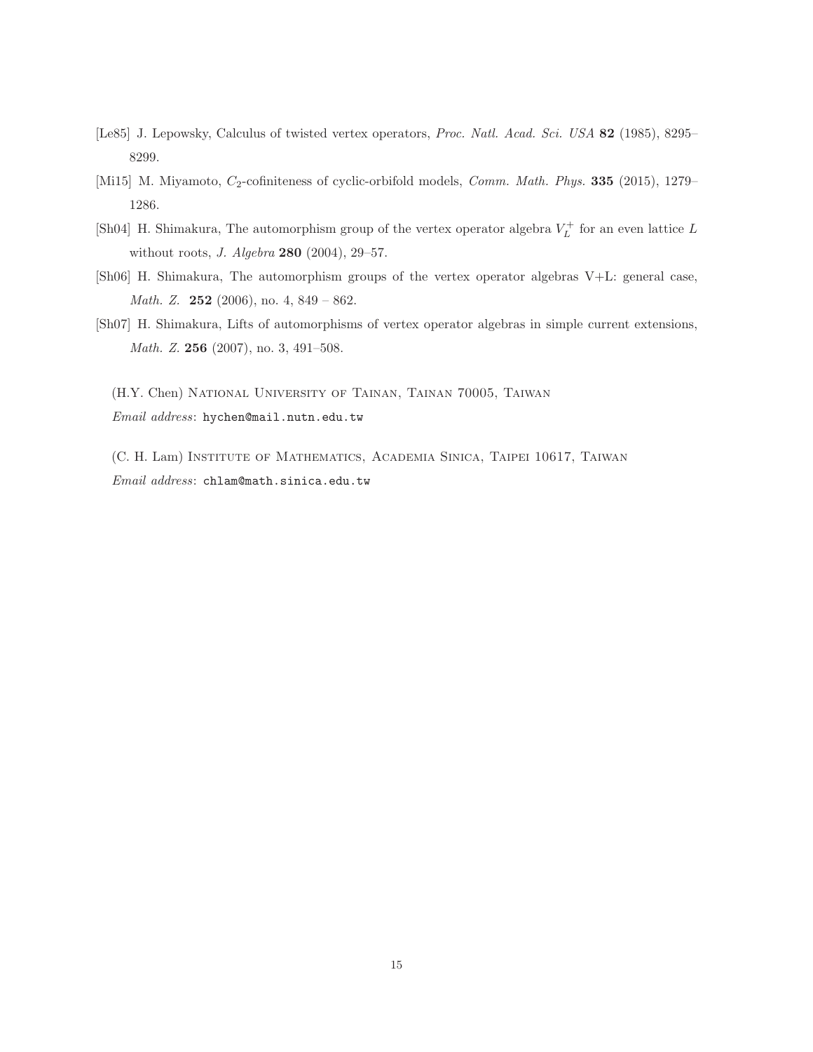[Le85] J. Lepowsky, Calculus of twisted vertex operators, *Proc. Natl. Acad. Sci. USA* **82** (1985), 8295–8299.

[Mi15] M. Miyamoto, $C_2$-cofiniteness of cyclic-orbifold models, *Comm. Math. Phys.* **335** (2015), 1279–1286.

[Sh04] H. Shimakura, The automorphism group of the vertex operator algebra $V_L^+$ for an even lattice $L$ without roots, *J. Algebra* **280** (2004), 29–57.

[Sh06] H. Shimakura, The automorphism groups of the vertex operator algebras V+L: general case, *Math. Z.* **252** (2006), no. 4, 849 – 862.

[Sh07] H. Shimakura, Lifts of automorphisms of vertex operator algebras in simple current extensions, *Math. Z.* **256** (2007), no. 3, 491–508.

(H.Y. Chen) National University of Tainan, Tainan 70005, Taiwan
*Email address*: hychen@mail.nutn.edu.tw

(C. H. Lam) Institute of Mathematics, Academia Sinica, Taipei 10617, Taiwan
*Email address*: chlam@math.sinica.edu.tw